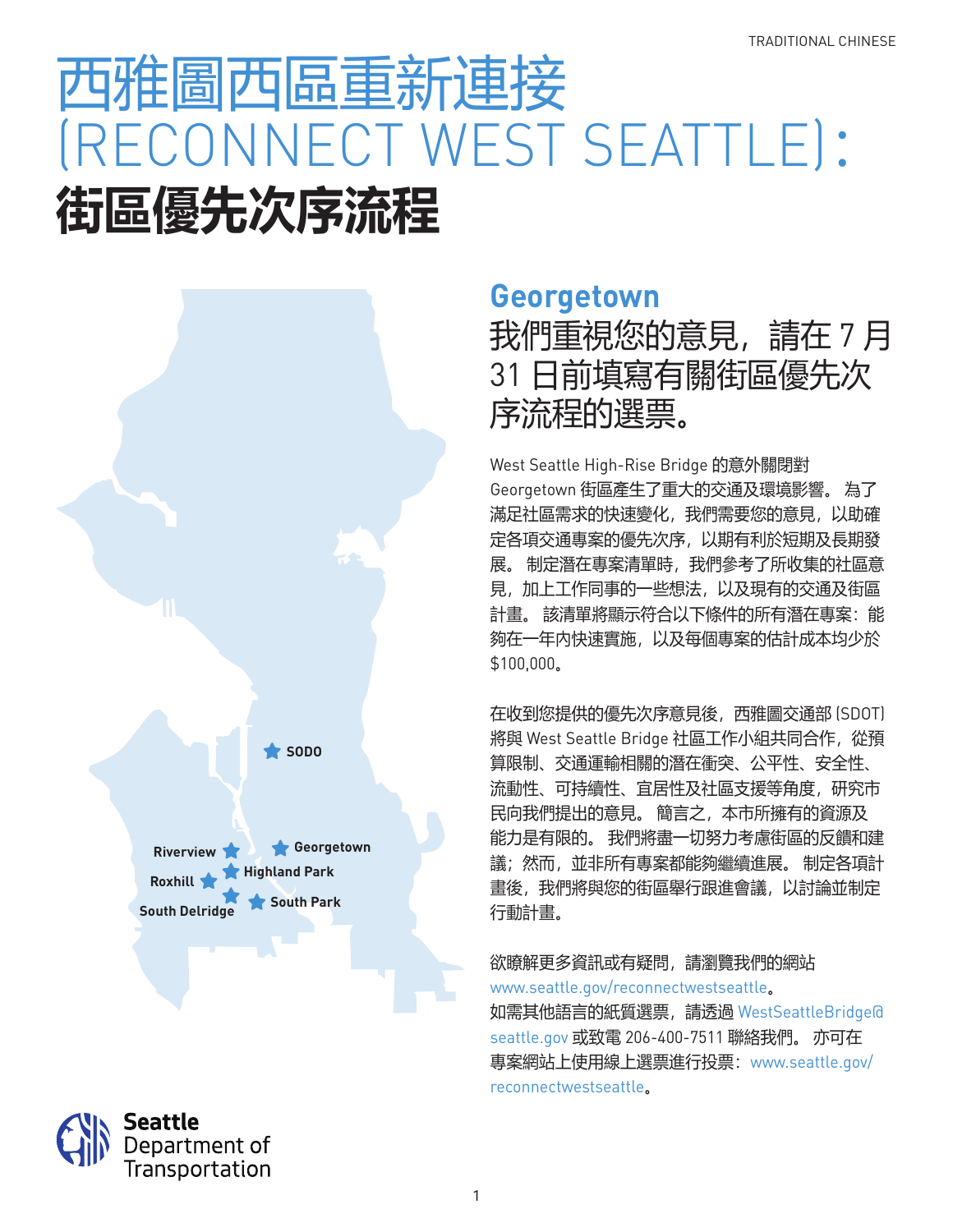# 西雅圖西區重新連接 (RECONNECT WEST SEATTLE)：

# 街區優先次序流程

SODO

Riverview

Georgetown

Highland Park

Roxhill

South Park

South Delridge

## Georgetown

### 我們重視您的意見，請在 7 月 31 日前填寫有關街區優先次序流程的選票。

West Seattle High-Rise Bridge 的意外關閉對 Georgetown 街區產生了重大的交通及環境影響。 為了滿足社區需求的快速變化，我們需要您的意見，以助確定各項交通專案的優先次序，以期有利於短期及長期發展。 制定潛在專案清單時，我們參考了所收集的社區意見，加上工作同事的一些想法，以及現有的交通及街區計畫。 該清單將顯示符合以下條件的所有潛在專案：能夠在一年內快速實施，以及每個專案的估計成本均少於 $100,000。

在收到您提供的優先次序意見後，西雅圖交通部 (SDOT) 將與 West Seattle Bridge 社區工作小組共同合作，從預算限制、交通運輸相關的潛在衝突、公平性、安全性、流動性、可持續性、宜居性及社區支援等角度，研究市民向我們提出的意見。 簡言之，本市所擁有的資源及能力是有限的。 我們將盡一切努力考慮街區的反饋和建議；然而，並非所有專案都能夠繼續進展。 制定各項計畫後，我們將與您的街區舉行跟進會議，以討論並制定行動計畫。

欲瞭解更多資訊或有疑問，請瀏覽我們的網站 www.seattle.gov/reconnectwestseattle。
如需其他語言的紙質選票，請透過 WestSeattleBridge@seattle.gov 或致電 206-400-7511 聯絡我們。 亦可在專案網站上使用線上選票進行投票：www.seattle.gov/reconnectwestseattle。

Seattle Department of Transportation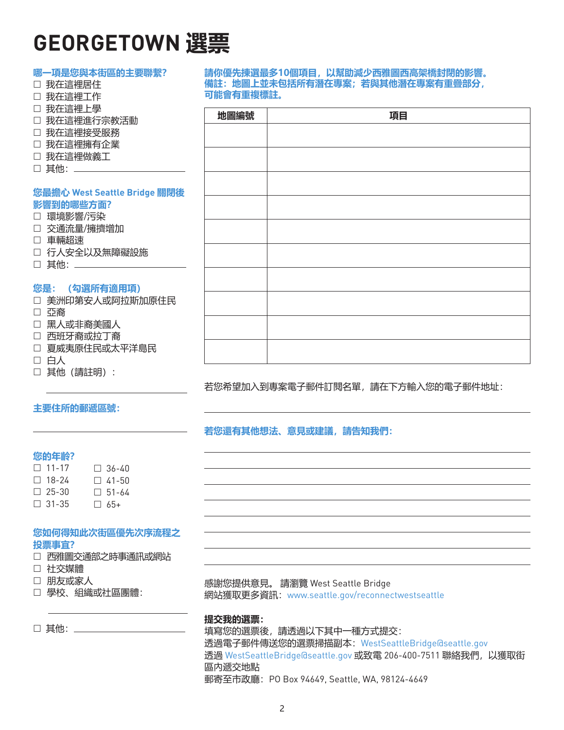# GEORGETOWN 選票

**哪一項是您與本街區的主要聯繫?**

- ☐ 我在這裡居住
- ☐ 我在這裡工作
- ☐ 我在這裡上學
- ☐ 我在這裡進行宗教活動
- ☐ 我在這裡接受服務
- ☐ 我在這裡擁有企業
- ☐ 我在這裡做義工
- ☐ 其他: ______________________

**您最擔心 West Seattle Bridge 關閉後影響到的哪些方面?**

- ☐ 環境影響/污染
- ☐ 交通流量/擁擠增加
- ☐ 車輛超速
- ☐ 行人安全以及無障礙設施
- ☐ 其他: ______________________

**您是: （勾選所有適用項)**

- ☐ 美洲印第安人或阿拉斯加原住民
- ☐ 亞裔
- ☐ 黑人或非裔美國人
- ☐ 西班牙裔或拉丁裔
- ☐ 夏威夷原住民或太平洋島民
- ☐ 白人
- ☐ 其他（請註明）:

______________________

**主要住所的郵遞區號:**

______________________

**您的年齡?**

- ☐ 11-17
- ☐ 18-24
- ☐ 25-30
- ☐ 31-35
- ☐ 36-40
- ☐ 41-50
- ☐ 51-64
- ☐ 65+

**您如何得知此次街區優先次序流程之投票事宜?**

- ☐ 西雅圖交通部之時事通訊或網站
- ☐ 社交媒體
- ☐ 朋友或家人
- ☐ 學校、組織或社區團體:

______________________

- ☐ 其他: ______________________

**請你優先揀選最多10個項目，以幫助減少西雅圖西高架橋封閉的影響。備註：地圖上並未包括所有潛在專案；若與其他潛在專案有重疊部分，可能會有重複標註。**

| 地圖編號 | 項目 |
|---|---|
| | |
| | |
| | |
| | |
| | |
| | |
| | |
| | |
| | |
| | |

若您希望加入到專案電子郵件訂閱名單，請在下方輸入您的電子郵件地址:

______________________

**若您還有其他想法、意見或建議，請告知我們:**

______________________

______________________

______________________

______________________

______________________

______________________

______________________

______________________

感謝您提供意見。 請瀏覽 West Seattle Bridge 網站獲取更多資訊: www.seattle.gov/reconnectwestseattle

**提交我的選票:**

填寫您的選票後，請透過以下其中一種方式提交:

透過電子郵件傳送您的選票掃描副本: WestSeattleBridge@seattle.gov

透過 WestSeattleBridge@seattle.gov 或致電 206-400-7511 聯絡我們，以獲取街區內遞交地點

郵寄至市政廳: PO Box 94649, Seattle, WA, 98124-4649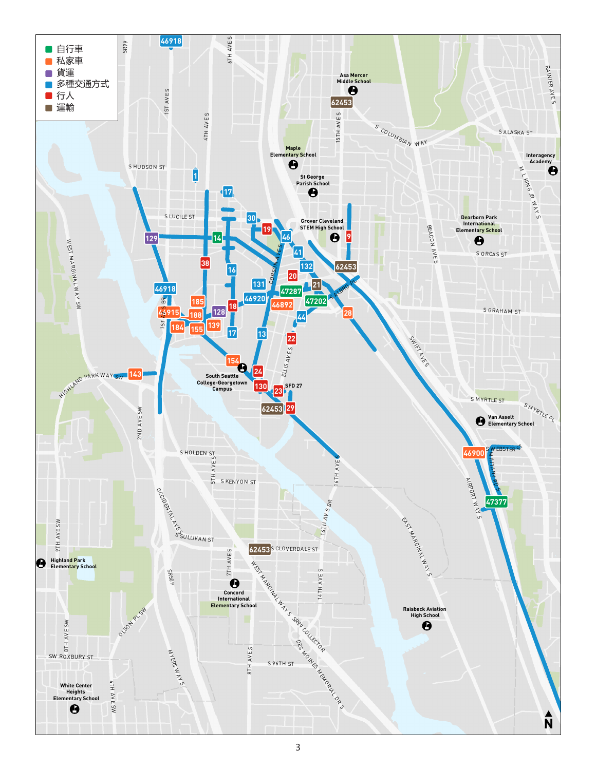- 自行車
- 私家車
- 貨運
- 多種交通方式
- 行人
- 運輸

S HUDSON ST
S LUCILE ST
S COLUMBIAN WAY
S ALASKA ST
S ORCAS ST
S GRAHAM ST
S MYRTLE ST
S MYRTLE PL
S WEBSTER ST
S HOLDEN ST
S KENYON ST
S SULLIVAN ST
S CLOVERDALE ST
SW ROXBURY ST
S 96TH ST
HIGHLAND PARK WAY SW
WEST MARGINAL WAY SW
WEST MARGINAL WAY S
EAST MARGINAL WAY S
SR99 COLLECTOR
DES MOINES MEMORIAL DR S
OCCIDENTAL AVE S
MYERS WAY S
OLSON PL SW
AIRPORT WAY S
MILITARY RD S
M L KING JR WAY S
RAINIER AVE S
BEACON AVE S
SWIFT AVE S
CORSON AVE S
ELLIS AVE S
ALBRO PL
1ST AVE S
1ST AVE S BR
4TH AVE S
5TH AVE S
6TH AVE S
7TH AVE S
8TH AVE S
14TH AVE S
15TH AVE S
16TH AVE S
16TH AV S BR
2ND AVE SW
4TH AVE SW
8TH AVE SW
9TH AVE SW
SR99
SR509

Asa Mercer Middle School
Maple Elementary School
St George Parish School
Grover Cleveland STEM High School
Dearborn Park International Elementary School
Interagency Academy
Van Asselt Elementary School
South Seattle College-Georgetown Campus
Highland Park Elementary School
Concord International Elementary School
Raisbeck Aviation High School
White Center Heights Elementary School
SFD 27

1, 9, 13, 14, 16, 17, 18, 19, 20, 21, 22, 23, 24, 28, 29, 30, 38, 41, 44, 46, 128, 129, 130, 131, 132, 139, 143, 154, 155, 184, 185, 188, 46892, 46900, 46915, 46918, 46920, 47202, 47287, 47377, 62453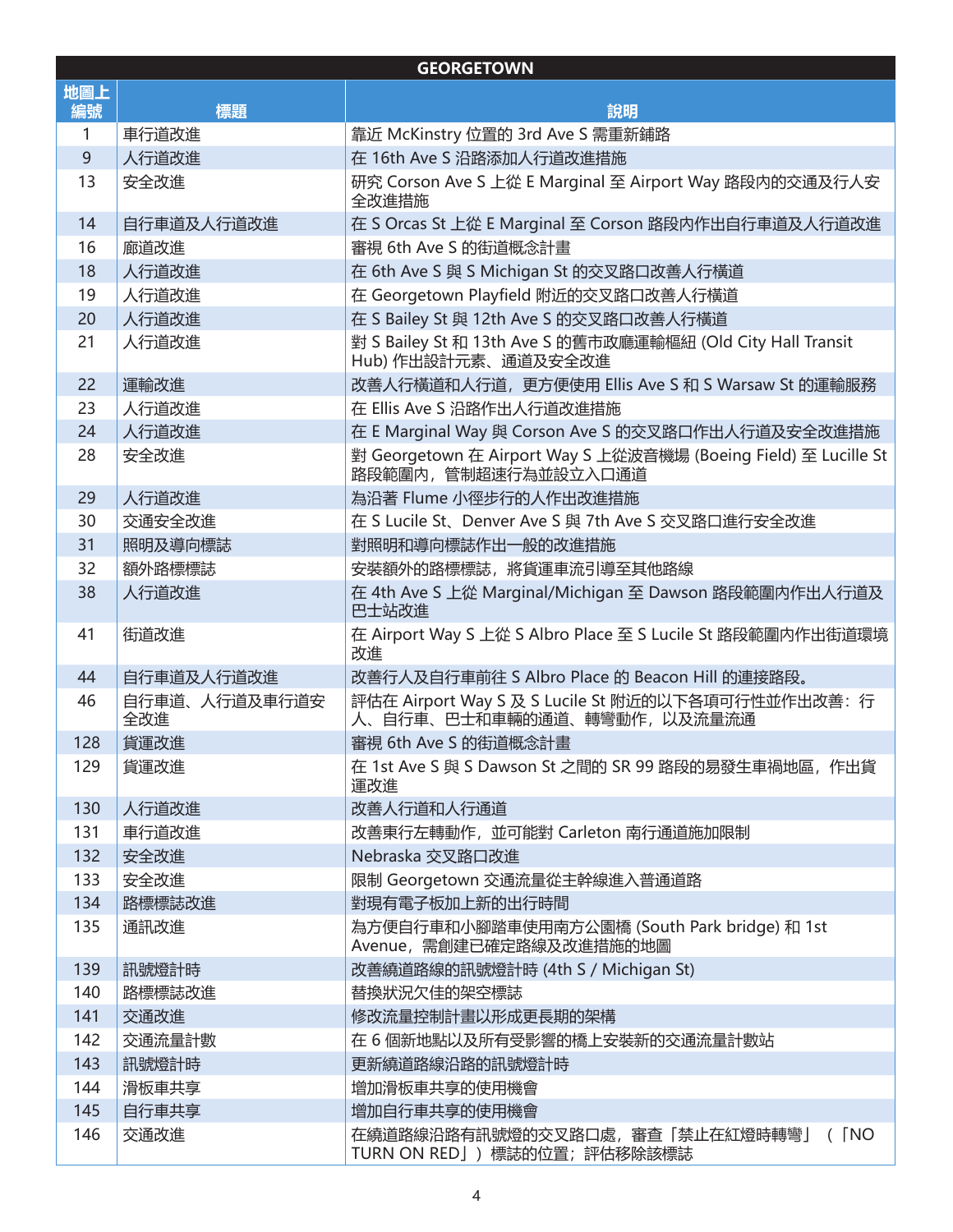| GEORGETOWN | | |
|---|---|---|
| 地圖上編號 | 標題 | 說明 |
| 1 | 車行道改進 | 靠近 McKinstry 位置的 3rd Ave S 需重新鋪路 |
| 9 | 人行道改進 | 在 16th Ave S 沿路添加人行道改進措施 |
| 13 | 安全改進 | 研究 Corson Ave S 上從 E Marginal 至 Airport Way 路段內的交通及行人安全改進措施 |
| 14 | 自行車道及人行道改進 | 在 S Orcas St 上從 E Marginal 至 Corson 路段內作出自行車道及人行道改進 |
| 16 | 廊道改進 | 審視 6th Ave S 的街道概念計畫 |
| 18 | 人行道改進 | 在 6th Ave S 與 S Michigan St 的交叉路口改善人行橫道 |
| 19 | 人行道改進 | 在 Georgetown Playfield 附近的交叉路口改善人行橫道 |
| 20 | 人行道改進 | 在 S Bailey St 與 12th Ave S 的交叉路口改善人行橫道 |
| 21 | 人行道改進 | 對 S Bailey St 和 13th Ave S 的舊市政廳運輸樞紐 (Old City Hall Transit Hub) 作出設計元素、通道及安全改進 |
| 22 | 運輸改進 | 改善人行橫道和人行道，更方便使用 Ellis Ave S 和 S Warsaw St 的運輸服務 |
| 23 | 人行道改進 | 在 Ellis Ave S 沿路作出人行道改進措施 |
| 24 | 人行道改進 | 在 E Marginal Way 與 Corson Ave S 的交叉路口作出人行道及安全改進措施 |
| 28 | 安全改進 | 對 Georgetown 在 Airport Way S 上從波音機場 (Boeing Field) 至 Lucille St 路段範圍內，管制超速行為並設立入口通道 |
| 29 | 人行道改進 | 為沿著 Flume 小徑步行的人作出改進措施 |
| 30 | 交通安全改進 | 在 S Lucile St、Denver Ave S 與 7th Ave S 交叉路口進行安全改進 |
| 31 | 照明及導向標誌 | 對照明和導向標誌作出一般的改進措施 |
| 32 | 額外路標標誌 | 安裝額外的路標標誌，將貨運車流引導至其他路線 |
| 38 | 人行道改進 | 在 4th Ave S 上從 Marginal/Michigan 至 Dawson 路段範圍內作出人行道及巴士站改進 |
| 41 | 街道改進 | 在 Airport Way S 上從 S Albro Place 至 S Lucile St 路段範圍內作出街道環境改進 |
| 44 | 自行車道及人行道改進 | 改善行人及自行車前往 S Albro Place 的 Beacon Hill 的連接路段。 |
| 46 | 自行車道、人行道及車行道安全改進 | 評估在 Airport Way S 及 S Lucile St 附近的以下各項可行性並作出改善：行人、自行車、巴士和車輛的通道、轉彎動作，以及流量流通 |
| 128 | 貨運改進 | 審視 6th Ave S 的街道概念計畫 |
| 129 | 貨運改進 | 在 1st Ave S 與 S Dawson St 之間的 SR 99 路段的易發生車禍地區，作出貨運改進 |
| 130 | 人行道改進 | 改善人行道和人行通道 |
| 131 | 車行道改進 | 改善東行左轉動作，並可能對 Carleton 南行通道施加限制 |
| 132 | 安全改進 | Nebraska 交叉路口改進 |
| 133 | 安全改進 | 限制 Georgetown 交通流量從主幹線進入普通道路 |
| 134 | 路標標誌改進 | 對現有電子板加上新的出行時間 |
| 135 | 通訊改進 | 為方便自行車和小腳踏車使用南方公園橋 (South Park bridge) 和 1st Avenue，需創建已確定路線及改進措施的地圖 |
| 139 | 訊號燈計時 | 改善繞道路線的訊號燈計時 (4th S / Michigan St) |
| 140 | 路標標誌改進 | 替換狀況欠佳的架空標誌 |
| 141 | 交通改進 | 修改流量控制計畫以形成更長期的架構 |
| 142 | 交通流量計數 | 在 6 個新地點以及所有受影響的橋上安裝新的交通流量計數站 |
| 143 | 訊號燈計時 | 更新繞道路線沿路的訊號燈計時 |
| 144 | 滑板車共享 | 增加滑板車共享的使用機會 |
| 145 | 自行車共享 | 增加自行車共享的使用機會 |
| 146 | 交通改進 | 在繞道路線沿路有訊號燈的交叉路口處，審查「禁止在紅燈時轉彎」（「NO TURN ON RED」）標誌的位置；評估移除該標誌 |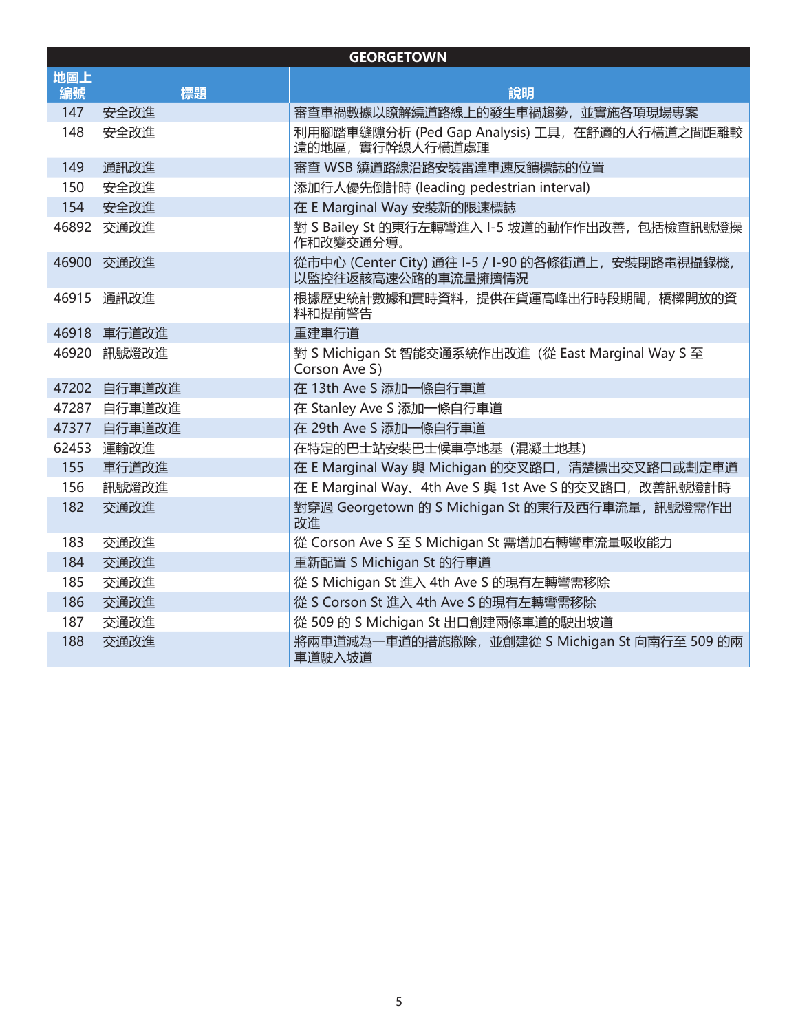| GEORGETOWN | | |
|---|---|---|
| 地圖上編號 | 標題 | 說明 |
| 147 | 安全改進 | 審查車禍數據以瞭解繞道路線上的發生車禍趨勢，並實施各項現場專案 |
| 148 | 安全改進 | 利用腳踏車縫隙分析 (Ped Gap Analysis) 工具，在舒適的人行橫道之間距離較遠的地區，實行幹線人行橫道處理 |
| 149 | 通訊改進 | 審查 WSB 繞道路線沿路安裝雷達車速反饋標誌的位置 |
| 150 | 安全改進 | 添加行人優先倒計時 (leading pedestrian interval) |
| 154 | 安全改進 | 在 E Marginal Way 安裝新的限速標誌 |
| 46892 | 交通改進 | 對 S Bailey St 的東行左轉彎進入 I-5 坡道的動作作出改善，包括檢查訊號燈操作和改變交通分導。 |
| 46900 | 交通改進 | 從市中心 (Center City) 通往 I-5 / I-90 的各條街道上，安裝閉路電視攝錄機，以監控往返該高速公路的車流量擁擠情況 |
| 46915 | 通訊改進 | 根據歷史統計數據和實時資料，提供在貨運高峰出行時段期間，橋樑開放的資料和提前警告 |
| 46918 | 車行道改進 | 重建車行道 |
| 46920 | 訊號燈改進 | 對 S Michigan St 智能交通系統作出改進（從 East Marginal Way S 至 Corson Ave S） |
| 47202 | 自行車道改進 | 在 13th Ave S 添加一條自行車道 |
| 47287 | 自行車道改進 | 在 Stanley Ave S 添加一條自行車道 |
| 47377 | 自行車道改進 | 在 29th Ave S 添加一條自行車道 |
| 62453 | 運輸改進 | 在特定的巴士站安裝巴士候車亭地基（混凝土地基） |
| 155 | 車行道改進 | 在 E Marginal Way 與 Michigan 的交叉路口，清楚標出交叉路口或劃定車道 |
| 156 | 訊號燈改進 | 在 E Marginal Way、4th Ave S 與 1st Ave S 的交叉路口，改善訊號燈計時 |
| 182 | 交通改進 | 對穿過 Georgetown 的 S Michigan St 的東行及西行車流量，訊號燈需作出改進 |
| 183 | 交通改進 | 從 Corson Ave S 至 S Michigan St 需增加右轉彎車流量吸收能力 |
| 184 | 交通改進 | 重新配置 S Michigan St 的行車道 |
| 185 | 交通改進 | 從 S Michigan St 進入 4th Ave S 的現有左轉彎需移除 |
| 186 | 交通改進 | 從 S Corson St 進入 4th Ave S 的現有左轉彎需移除 |
| 187 | 交通改進 | 從 509 的 S Michigan St 出口創建兩條車道的駛出坡道 |
| 188 | 交通改進 | 將兩車道減為一車道的措施撤除，並創建從 S Michigan St 向南行至 509 的兩車道駛入坡道 |